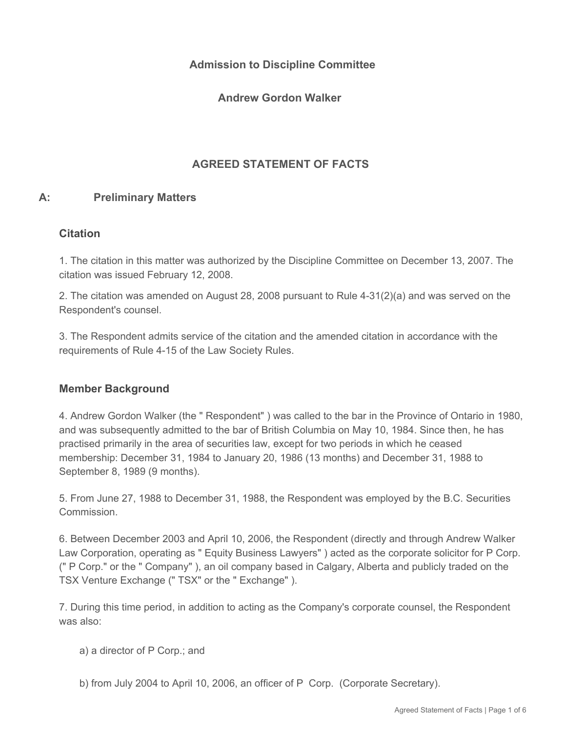**Admission to Discipline Committee**

**Andrew Gordon Walker**

## AGREED STATEMENT OF FACTS

### A: Preliminary Matters

#### Citation

1. The citation in this matter was authorized by the Discipline Committee on December 13, 2007. The citation was issued February 12, 2008.

2. The citation was amended on August 28, 2008 pursuant to Rule 4-31(2)(a) and was served on the Respondent's counsel.

3. The Respondent admits service of the citation and the amended citation in accordance with the requirements of Rule 4-15 of the Law Society Rules.

#### Member Background

4. Andrew Gordon Walker (the " Respondent" ) was called to the bar in the Province of Ontario in 1980, and was subsequently admitted to the bar of British Columbia on May 10, 1984. Since then, he has practised primarily in the area of securities law, except for two periods in which he ceased membership: December 31, 1984 to January 20, 1986 (13 months) and December 31, 1988 to September 8, 1989 (9 months).

5. From June 27, 1988 to December 31, 1988, the Respondent was employed by the B.C. Securities Commission.

6. Between December 2003 and April 10, 2006, the Respondent (directly and through Andrew Walker Law Corporation, operating as " Equity Business Lawyers" ) acted as the corporate solicitor for P Corp. (" P Corp." or the " Company" ), an oil company based in Calgary, Alberta and publicly traded on the TSX Venture Exchange (" TSX" or the " Exchange" ).

7. During this time period, in addition to acting as the Company's corporate counsel, the Respondent was also:

a) a director of P Corp.; and

b) from July 2004 to April 10, 2006, an officer of P Corp. (Corporate Secretary).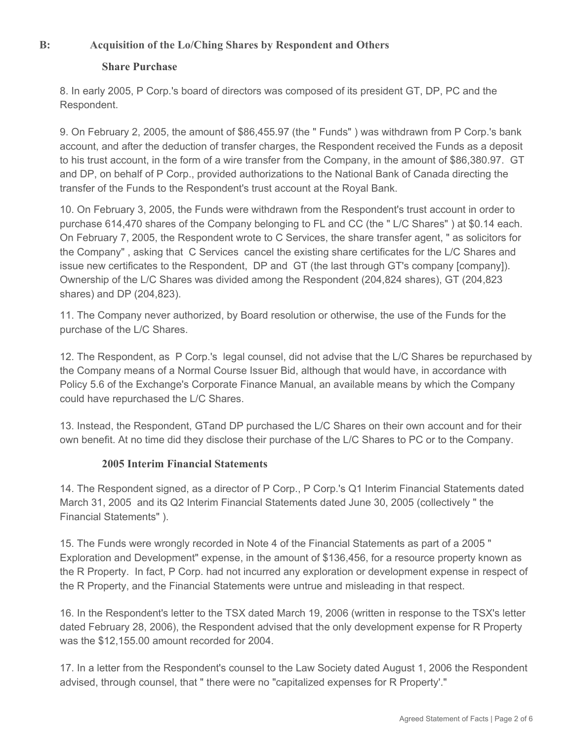## B: Acquisition of the Lo/Ching Shares by Respondent and Others

### Share Purchase

8. In early 2005, P Corp.'s board of directors was composed of its president GT, DP, PC and the Respondent.

9. On February 2, 2005, the amount of $86,455.97 (the " Funds" ) was withdrawn from P Corp.'s bank account, and after the deduction of transfer charges, the Respondent received the Funds as a deposit to his trust account, in the form of a wire transfer from the Company, in the amount of $86,380.97. GT and DP, on behalf of P Corp., provided authorizations to the National Bank of Canada directing the transfer of the Funds to the Respondent's trust account at the Royal Bank.

10. On February 3, 2005, the Funds were withdrawn from the Respondent's trust account in order to purchase 614,470 shares of the Company belonging to FL and CC (the " L/C Shares" ) at $0.14 each. On February 7, 2005, the Respondent wrote to C Services, the share transfer agent, " as solicitors for the Company" , asking that C Services cancel the existing share certificates for the L/C Shares and issue new certificates to the Respondent, DP and GT (the last through GT's company [company]). Ownership of the L/C Shares was divided among the Respondent (204,824 shares), GT (204,823 shares) and DP (204,823).

11. The Company never authorized, by Board resolution or otherwise, the use of the Funds for the purchase of the L/C Shares.

12. The Respondent, as P Corp.'s legal counsel, did not advise that the L/C Shares be repurchased by the Company means of a Normal Course Issuer Bid, although that would have, in accordance with Policy 5.6 of the Exchange's Corporate Finance Manual, an available means by which the Company could have repurchased the L/C Shares.

13. Instead, the Respondent, GTand DP purchased the L/C Shares on their own account and for their own benefit. At no time did they disclose their purchase of the L/C Shares to PC or to the Company.

### 2005 Interim Financial Statements

14. The Respondent signed, as a director of P Corp., P Corp.'s Q1 Interim Financial Statements dated March 31, 2005 and its Q2 Interim Financial Statements dated June 30, 2005 (collectively " the Financial Statements" ).

15. The Funds were wrongly recorded in Note 4 of the Financial Statements as part of a 2005 " Exploration and Development" expense, in the amount of $136,456, for a resource property known as the R Property. In fact, P Corp. had not incurred any exploration or development expense in respect of the R Property, and the Financial Statements were untrue and misleading in that respect.

16. In the Respondent's letter to the TSX dated March 19, 2006 (written in response to the TSX's letter dated February 28, 2006), the Respondent advised that the only development expense for R Property was the $12,155.00 amount recorded for 2004.

17. In a letter from the Respondent's counsel to the Law Society dated August 1, 2006 the Respondent advised, through counsel, that " there were no "capitalized expenses for R Property'."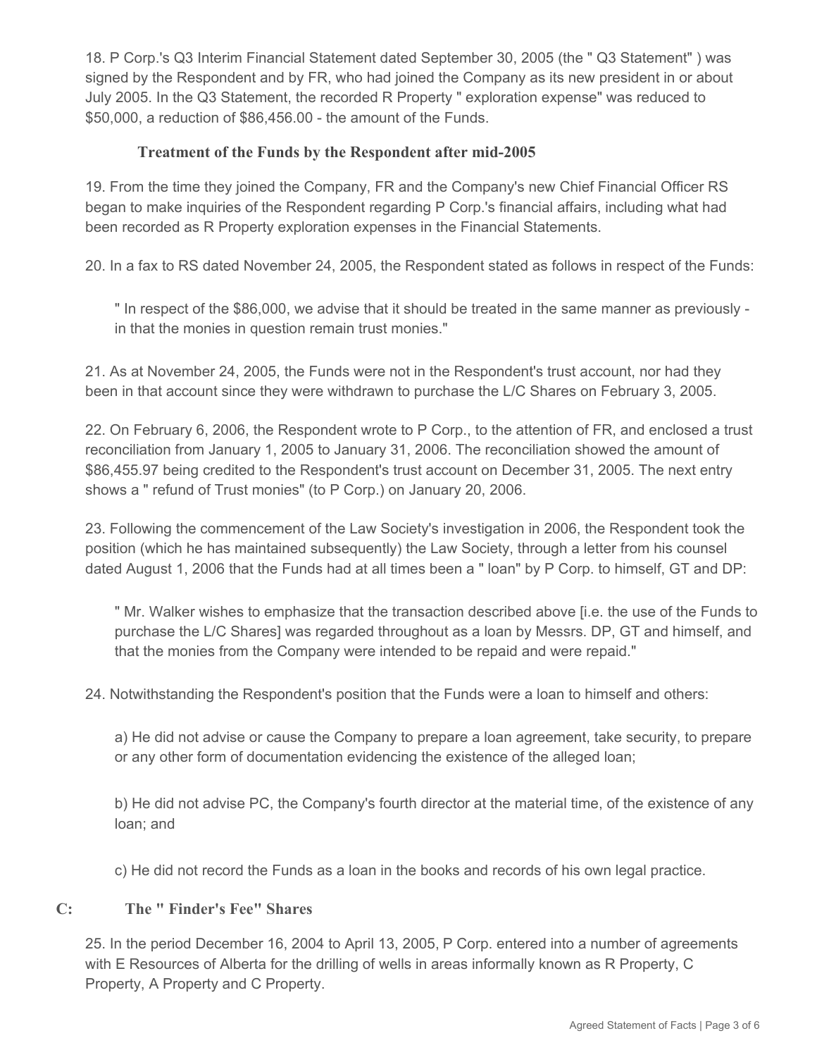18. P Corp.'s Q3 Interim Financial Statement dated September 30, 2005 (the " Q3 Statement" ) was signed by the Respondent and by FR, who had joined the Company as its new president in or about July 2005. In the Q3 Statement, the recorded R Property " exploration expense" was reduced to $50,000, a reduction of $86,456.00 - the amount of the Funds.

### Treatment of the Funds by the Respondent after mid-2005

19. From the time they joined the Company, FR and the Company's new Chief Financial Officer RS began to make inquiries of the Respondent regarding P Corp.'s financial affairs, including what had been recorded as R Property exploration expenses in the Financial Statements.

20. In a fax to RS dated November 24, 2005, the Respondent stated as follows in respect of the Funds:

> " In respect of the $86,000, we advise that it should be treated in the same manner as previously - in that the monies in question remain trust monies."

21. As at November 24, 2005, the Funds were not in the Respondent's trust account, nor had they been in that account since they were withdrawn to purchase the L/C Shares on February 3, 2005.

22. On February 6, 2006, the Respondent wrote to P Corp., to the attention of FR, and enclosed a trust reconciliation from January 1, 2005 to January 31, 2006. The reconciliation showed the amount of $86,455.97 being credited to the Respondent's trust account on December 31, 2005. The next entry shows a " refund of Trust monies" (to P Corp.) on January 20, 2006.

23. Following the commencement of the Law Society's investigation in 2006, the Respondent took the position (which he has maintained subsequently) the Law Society, through a letter from his counsel dated August 1, 2006 that the Funds had at all times been a " loan" by P Corp. to himself, GT and DP:

> " Mr. Walker wishes to emphasize that the transaction described above [i.e. the use of the Funds to purchase the L/C Shares] was regarded throughout as a loan by Messrs. DP, GT and himself, and that the monies from the Company were intended to be repaid and were repaid."

24. Notwithstanding the Respondent's position that the Funds were a loan to himself and others:

> a) He did not advise or cause the Company to prepare a loan agreement, take security, to prepare or any other form of documentation evidencing the existence of the alleged loan;
>
> b) He did not advise PC, the Company's fourth director at the material time, of the existence of any loan; and
>
> c) He did not record the Funds as a loan in the books and records of his own legal practice.

## C: The " Finder's Fee" Shares

25. In the period December 16, 2004 to April 13, 2005, P Corp. entered into a number of agreements with E Resources of Alberta for the drilling of wells in areas informally known as R Property, C Property, A Property and C Property.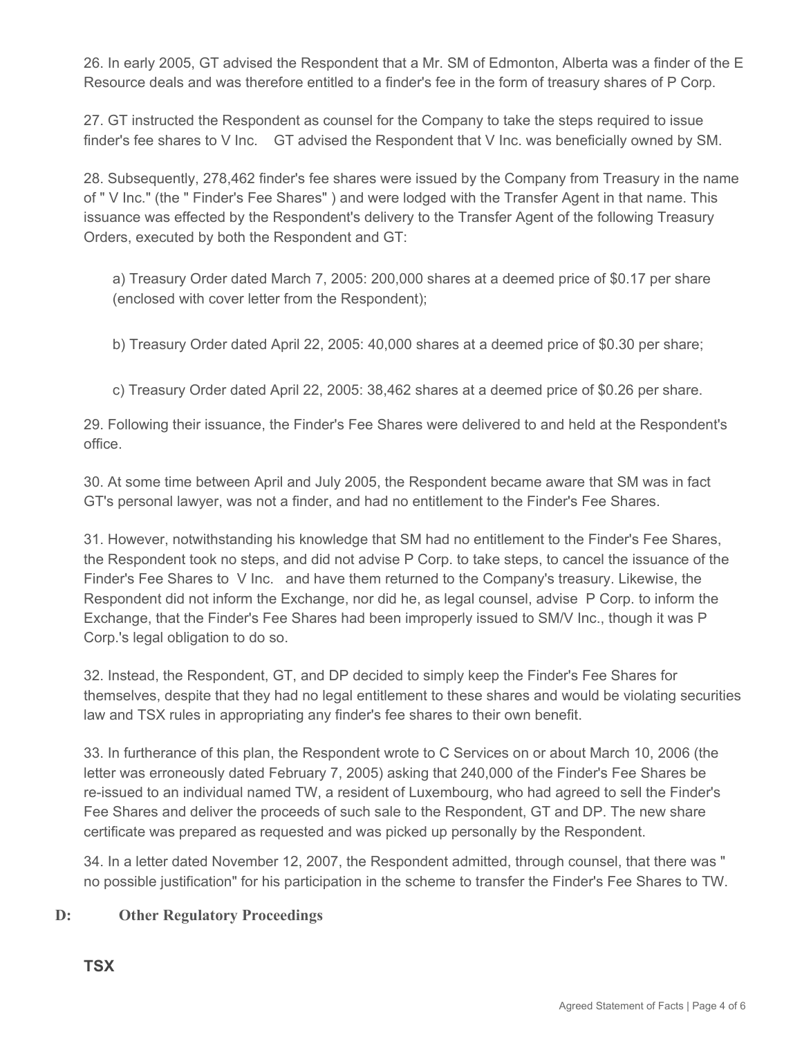26. In early 2005, GT advised the Respondent that a Mr. SM of Edmonton, Alberta was a finder of the E Resource deals and was therefore entitled to a finder's fee in the form of treasury shares of P Corp.

27. GT instructed the Respondent as counsel for the Company to take the steps required to issue finder's fee shares to V Inc. GT advised the Respondent that V Inc. was beneficially owned by SM.

28. Subsequently, 278,462 finder's fee shares were issued by the Company from Treasury in the name of " V Inc." (the " Finder's Fee Shares" ) and were lodged with the Transfer Agent in that name. This issuance was effected by the Respondent's delivery to the Transfer Agent of the following Treasury Orders, executed by both the Respondent and GT:

> a) Treasury Order dated March 7, 2005: 200,000 shares at a deemed price of $0.17 per share (enclosed with cover letter from the Respondent);
>
> b) Treasury Order dated April 22, 2005: 40,000 shares at a deemed price of $0.30 per share;
>
> c) Treasury Order dated April 22, 2005: 38,462 shares at a deemed price of $0.26 per share.

29. Following their issuance, the Finder's Fee Shares were delivered to and held at the Respondent's office.

30. At some time between April and July 2005, the Respondent became aware that SM was in fact GT's personal lawyer, was not a finder, and had no entitlement to the Finder's Fee Shares.

31. However, notwithstanding his knowledge that SM had no entitlement to the Finder's Fee Shares, the Respondent took no steps, and did not advise P Corp. to take steps, to cancel the issuance of the Finder's Fee Shares to V Inc. and have them returned to the Company's treasury. Likewise, the Respondent did not inform the Exchange, nor did he, as legal counsel, advise P Corp. to inform the Exchange, that the Finder's Fee Shares had been improperly issued to SM/V Inc., though it was P Corp.'s legal obligation to do so.

32. Instead, the Respondent, GT, and DP decided to simply keep the Finder's Fee Shares for themselves, despite that they had no legal entitlement to these shares and would be violating securities law and TSX rules in appropriating any finder's fee shares to their own benefit.

33. In furtherance of this plan, the Respondent wrote to C Services on or about March 10, 2006 (the letter was erroneously dated February 7, 2005) asking that 240,000 of the Finder's Fee Shares be re-issued to an individual named TW, a resident of Luxembourg, who had agreed to sell the Finder's Fee Shares and deliver the proceeds of such sale to the Respondent, GT and DP. The new share certificate was prepared as requested and was picked up personally by the Respondent.

34. In a letter dated November 12, 2007, the Respondent admitted, through counsel, that there was " no possible justification" for his participation in the scheme to transfer the Finder's Fee Shares to TW.

## D: Other Regulatory Proceedings

**TSX**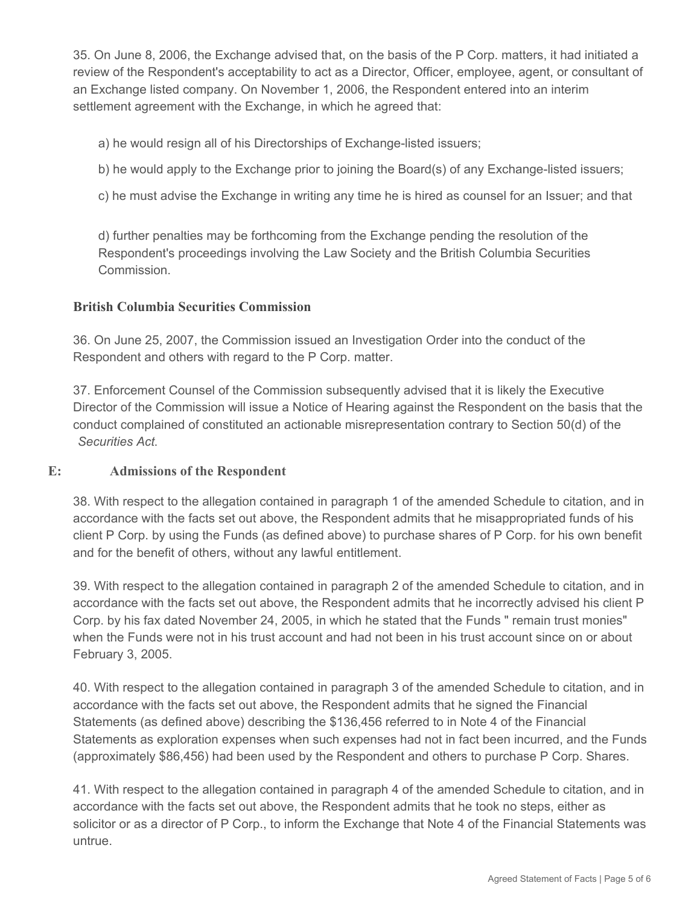35. On June 8, 2006, the Exchange advised that, on the basis of the P Corp. matters, it had initiated a review of the Respondent's acceptability to act as a Director, Officer, employee, agent, or consultant of an Exchange listed company. On November 1, 2006, the Respondent entered into an interim settlement agreement with the Exchange, in which he agreed that:

a) he would resign all of his Directorships of Exchange-listed issuers;

b) he would apply to the Exchange prior to joining the Board(s) of any Exchange-listed issuers;

c) he must advise the Exchange in writing any time he is hired as counsel for an Issuer; and that

d) further penalties may be forthcoming from the Exchange pending the resolution of the Respondent's proceedings involving the Law Society and the British Columbia Securities Commission.

### British Columbia Securities Commission

36. On June 25, 2007, the Commission issued an Investigation Order into the conduct of the Respondent and others with regard to the P Corp. matter.

37. Enforcement Counsel of the Commission subsequently advised that it is likely the Executive Director of the Commission will issue a Notice of Hearing against the Respondent on the basis that the conduct complained of constituted an actionable misrepresentation contrary to Section 50(d) of the *Securities Act*.

## E: Admissions of the Respondent

38. With respect to the allegation contained in paragraph 1 of the amended Schedule to citation, and in accordance with the facts set out above, the Respondent admits that he misappropriated funds of his client P Corp. by using the Funds (as defined above) to purchase shares of P Corp. for his own benefit and for the benefit of others, without any lawful entitlement.

39. With respect to the allegation contained in paragraph 2 of the amended Schedule to citation, and in accordance with the facts set out above, the Respondent admits that he incorrectly advised his client P Corp. by his fax dated November 24, 2005, in which he stated that the Funds " remain trust monies" when the Funds were not in his trust account and had not been in his trust account since on or about February 3, 2005.

40. With respect to the allegation contained in paragraph 3 of the amended Schedule to citation, and in accordance with the facts set out above, the Respondent admits that he signed the Financial Statements (as defined above) describing the $136,456 referred to in Note 4 of the Financial Statements as exploration expenses when such expenses had not in fact been incurred, and the Funds (approximately $86,456) had been used by the Respondent and others to purchase P Corp. Shares.

41. With respect to the allegation contained in paragraph 4 of the amended Schedule to citation, and in accordance with the facts set out above, the Respondent admits that he took no steps, either as solicitor or as a director of P Corp., to inform the Exchange that Note 4 of the Financial Statements was untrue.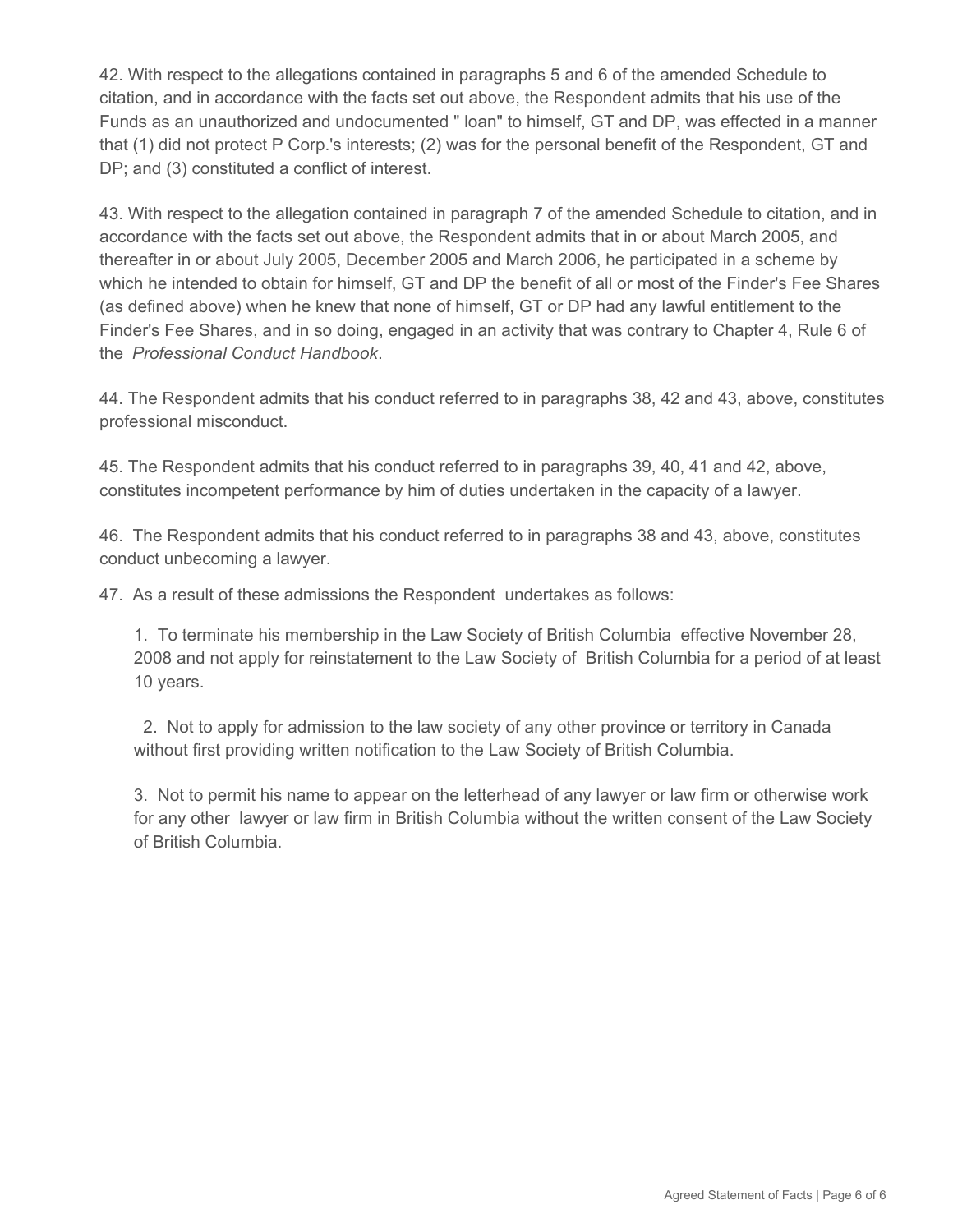42. With respect to the allegations contained in paragraphs 5 and 6 of the amended Schedule to citation, and in accordance with the facts set out above, the Respondent admits that his use of the Funds as an unauthorized and undocumented " loan" to himself, GT and DP, was effected in a manner that (1) did not protect P Corp.'s interests; (2) was for the personal benefit of the Respondent, GT and DP; and (3) constituted a conflict of interest.

43. With respect to the allegation contained in paragraph 7 of the amended Schedule to citation, and in accordance with the facts set out above, the Respondent admits that in or about March 2005, and thereafter in or about July 2005, December 2005 and March 2006, he participated in a scheme by which he intended to obtain for himself, GT and DP the benefit of all or most of the Finder's Fee Shares (as defined above) when he knew that none of himself, GT or DP had any lawful entitlement to the Finder's Fee Shares, and in so doing, engaged in an activity that was contrary to Chapter 4, Rule 6 of the *Professional Conduct Handbook*.

44. The Respondent admits that his conduct referred to in paragraphs 38, 42 and 43, above, constitutes professional misconduct.

45. The Respondent admits that his conduct referred to in paragraphs 39, 40, 41 and 42, above, constitutes incompetent performance by him of duties undertaken in the capacity of a lawyer.

46. The Respondent admits that his conduct referred to in paragraphs 38 and 43, above, constitutes conduct unbecoming a lawyer.

47. As a result of these admissions the Respondent undertakes as follows:

1. To terminate his membership in the Law Society of British Columbia effective November 28, 2008 and not apply for reinstatement to the Law Society of British Columbia for a period of at least 10 years.

2. Not to apply for admission to the law society of any other province or territory in Canada without first providing written notification to the Law Society of British Columbia.

3. Not to permit his name to appear on the letterhead of any lawyer or law firm or otherwise work for any other lawyer or law firm in British Columbia without the written consent of the Law Society of British Columbia.